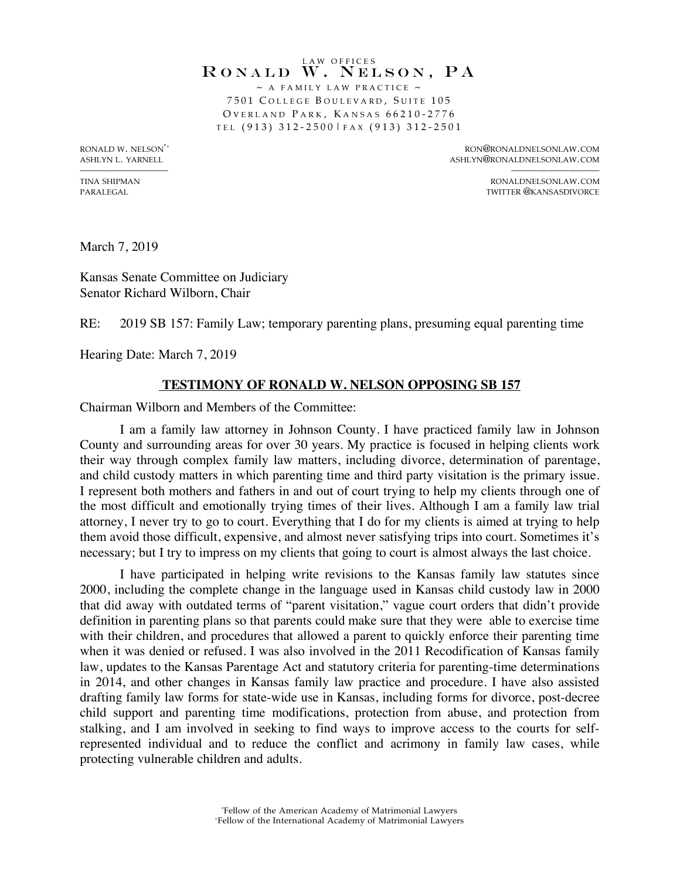LAW OFFICES

**RONALD W. NELSON, PA**

~ A FAMILY LAW PRACTICE ~
7501 COLLEGE BOULEVARD, SUITE 105
OVERLAND PARK, KANSAS 66210-2776
TEL (913) 312-2500 | FAX (913) 312-2501

RONALD W. NELSON[*+]
ASHLYN L. YARNELL

TINA SHIPMAN
PARALEGAL

RON@RONALDNELSONLAW.COM
ASHLYN@RONALDNELSONLAW.COM

RONALDNELSONLAW.COM
TWITTER @KANSASDIVORCE

March 7, 2019

Kansas Senate Committee on Judiciary
Senator Richard Wilborn, Chair

RE: 2019 SB 157: Family Law; temporary parenting plans, presuming equal parenting time

Hearing Date: March 7, 2019

## TESTIMONY OF RONALD W. NELSON OPPOSING SB 157

Chairman Wilborn and Members of the Committee:

I am a family law attorney in Johnson County. I have practiced family law in Johnson County and surrounding areas for over 30 years. My practice is focused in helping clients work their way through complex family law matters, including divorce, determination of parentage, and child custody matters in which parenting time and third party visitation is the primary issue. I represent both mothers and fathers in and out of court trying to help my clients through one of the most difficult and emotionally trying times of their lives. Although I am a family law trial attorney, I never try to go to court. Everything that I do for my clients is aimed at trying to help them avoid those difficult, expensive, and almost never satisfying trips into court. Sometimes it's necessary; but I try to impress on my clients that going to court is almost always the last choice.

I have participated in helping write revisions to the Kansas family law statutes since 2000, including the complete change in the language used in Kansas child custody law in 2000 that did away with outdated terms of "parent visitation," vague court orders that didn't provide definition in parenting plans so that parents could make sure that they were able to exercise time with their children, and procedures that allowed a parent to quickly enforce their parenting time when it was denied or refused. I was also involved in the 2011 Recodification of Kansas family law, updates to the Kansas Parentage Act and statutory criteria for parenting-time determinations in 2014, and other changes in Kansas family law practice and procedure. I have also assisted drafting family law forms for state-wide use in Kansas, including forms for divorce, post-decree child support and parenting time modifications, protection from abuse, and protection from stalking, and I am involved in seeking to find ways to improve access to the courts for self-represented individual and to reduce the conflict and acrimony in family law cases, while protecting vulnerable children and adults.

[*]Fellow of the American Academy of Matrimonial Lawyers
[+]Fellow of the International Academy of Matrimonial Lawyers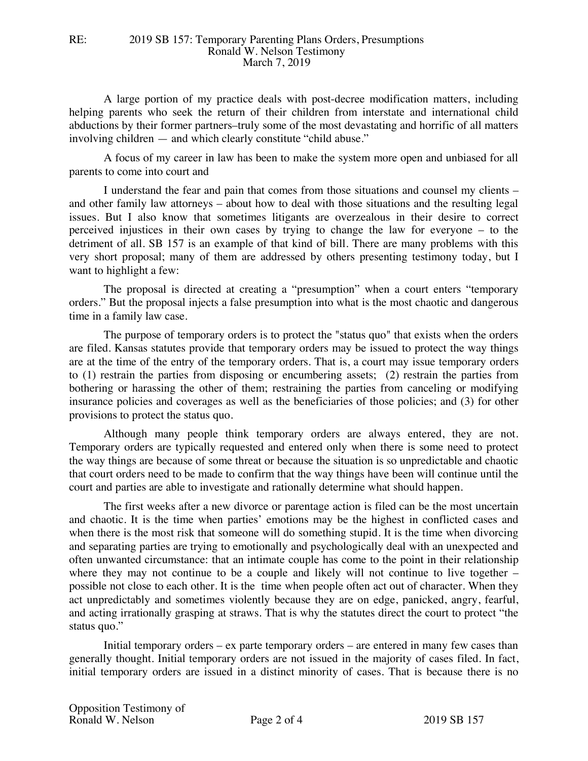A large portion of my practice deals with post-decree modification matters, including helping parents who seek the return of their children from interstate and international child abductions by their former partners–truly some of the most devastating and horrific of all matters involving children — and which clearly constitute "child abuse."

A focus of my career in law has been to make the system more open and unbiased for all parents to come into court and

I understand the fear and pain that comes from those situations and counsel my clients – and other family law attorneys – about how to deal with those situations and the resulting legal issues. But I also know that sometimes litigants are overzealous in their desire to correct perceived injustices in their own cases by trying to change the law for everyone – to the detriment of all. SB 157 is an example of that kind of bill. There are many problems with this very short proposal; many of them are addressed by others presenting testimony today, but I want to highlight a few:

The proposal is directed at creating a "presumption" when a court enters "temporary orders." But the proposal injects a false presumption into what is the most chaotic and dangerous time in a family law case.

The purpose of temporary orders is to protect the "status quo" that exists when the orders are filed. Kansas statutes provide that temporary orders may be issued to protect the way things are at the time of the entry of the temporary orders. That is, a court may issue temporary orders to (1) restrain the parties from disposing or encumbering assets; (2) restrain the parties from bothering or harassing the other of them; restraining the parties from canceling or modifying insurance policies and coverages as well as the beneficiaries of those policies; and (3) for other provisions to protect the status quo.

Although many people think temporary orders are always entered, they are not. Temporary orders are typically requested and entered only when there is some need to protect the way things are because of some threat or because the situation is so unpredictable and chaotic that court orders need to be made to confirm that the way things have been will continue until the court and parties are able to investigate and rationally determine what should happen.

The first weeks after a new divorce or parentage action is filed can be the most uncertain and chaotic. It is the time when parties' emotions may be the highest in conflicted cases and when there is the most risk that someone will do something stupid. It is the time when divorcing and separating parties are trying to emotionally and psychologically deal with an unexpected and often unwanted circumstance: that an intimate couple has come to the point in their relationship where they may not continue to be a couple and likely will not continue to live together – possible not close to each other. It is the time when people often act out of character. When they act unpredictably and sometimes violently because they are on edge, panicked, angry, fearful, and acting irrationally grasping at straws. That is why the statutes direct the court to protect "the status quo."

Initial temporary orders – ex parte temporary orders – are entered in many few cases than generally thought. Initial temporary orders are not issued in the majority of cases filed. In fact, initial temporary orders are issued in a distinct minority of cases. That is because there is no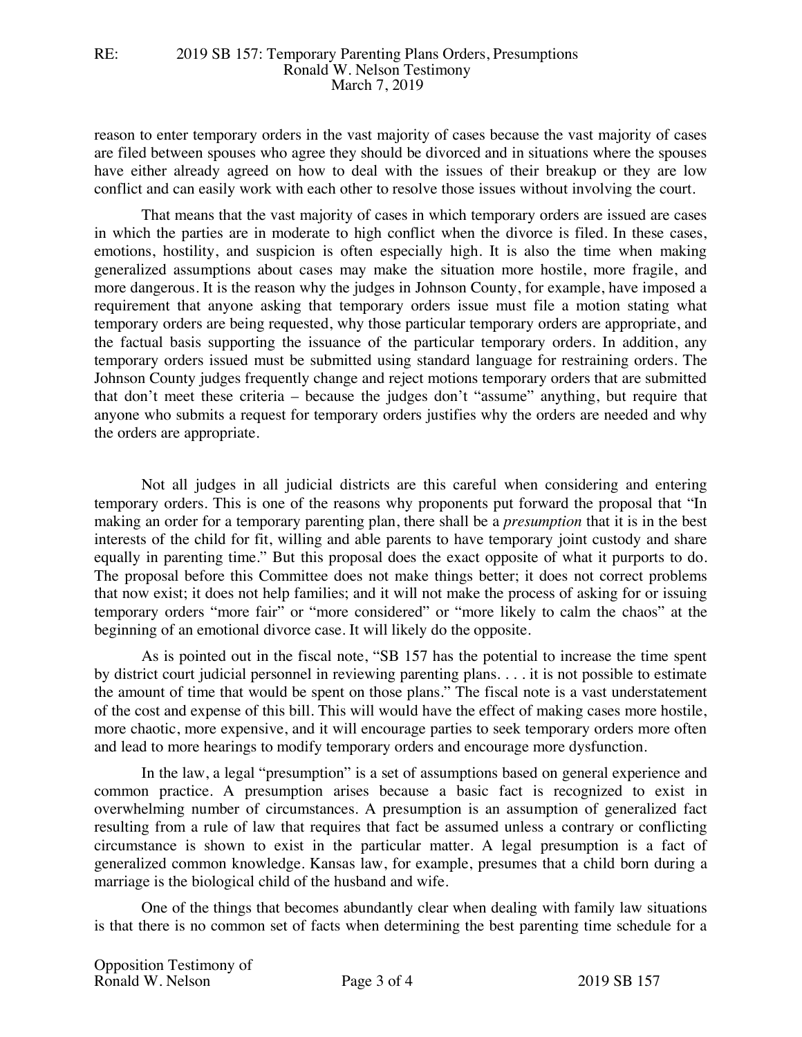reason to enter temporary orders in the vast majority of cases because the vast majority of cases are filed between spouses who agree they should be divorced and in situations where the spouses have either already agreed on how to deal with the issues of their breakup or they are low conflict and can easily work with each other to resolve those issues without involving the court.

That means that the vast majority of cases in which temporary orders are issued are cases in which the parties are in moderate to high conflict when the divorce is filed. In these cases, emotions, hostility, and suspicion is often especially high. It is also the time when making generalized assumptions about cases may make the situation more hostile, more fragile, and more dangerous. It is the reason why the judges in Johnson County, for example, have imposed a requirement that anyone asking that temporary orders issue must file a motion stating what temporary orders are being requested, why those particular temporary orders are appropriate, and the factual basis supporting the issuance of the particular temporary orders. In addition, any temporary orders issued must be submitted using standard language for restraining orders. The Johnson County judges frequently change and reject motions temporary orders that are submitted that don't meet these criteria – because the judges don't "assume" anything, but require that anyone who submits a request for temporary orders justifies why the orders are needed and why the orders are appropriate.

Not all judges in all judicial districts are this careful when considering and entering temporary orders. This is one of the reasons why proponents put forward the proposal that "In making an order for a temporary parenting plan, there shall be a *presumption* that it is in the best interests of the child for fit, willing and able parents to have temporary joint custody and share equally in parenting time." But this proposal does the exact opposite of what it purports to do. The proposal before this Committee does not make things better; it does not correct problems that now exist; it does not help families; and it will not make the process of asking for or issuing temporary orders "more fair" or "more considered" or "more likely to calm the chaos" at the beginning of an emotional divorce case. It will likely do the opposite.

As is pointed out in the fiscal note, "SB 157 has the potential to increase the time spent by district court judicial personnel in reviewing parenting plans. . . . it is not possible to estimate the amount of time that would be spent on those plans." The fiscal note is a vast understatement of the cost and expense of this bill. This will would have the effect of making cases more hostile, more chaotic, more expensive, and it will encourage parties to seek temporary orders more often and lead to more hearings to modify temporary orders and encourage more dysfunction.

In the law, a legal "presumption" is a set of assumptions based on general experience and common practice. A presumption arises because a basic fact is recognized to exist in overwhelming number of circumstances. A presumption is an assumption of generalized fact resulting from a rule of law that requires that fact be assumed unless a contrary or conflicting circumstance is shown to exist in the particular matter. A legal presumption is a fact of generalized common knowledge. Kansas law, for example, presumes that a child born during a marriage is the biological child of the husband and wife.

One of the things that becomes abundantly clear when dealing with family law situations is that there is no common set of facts when determining the best parenting time schedule for a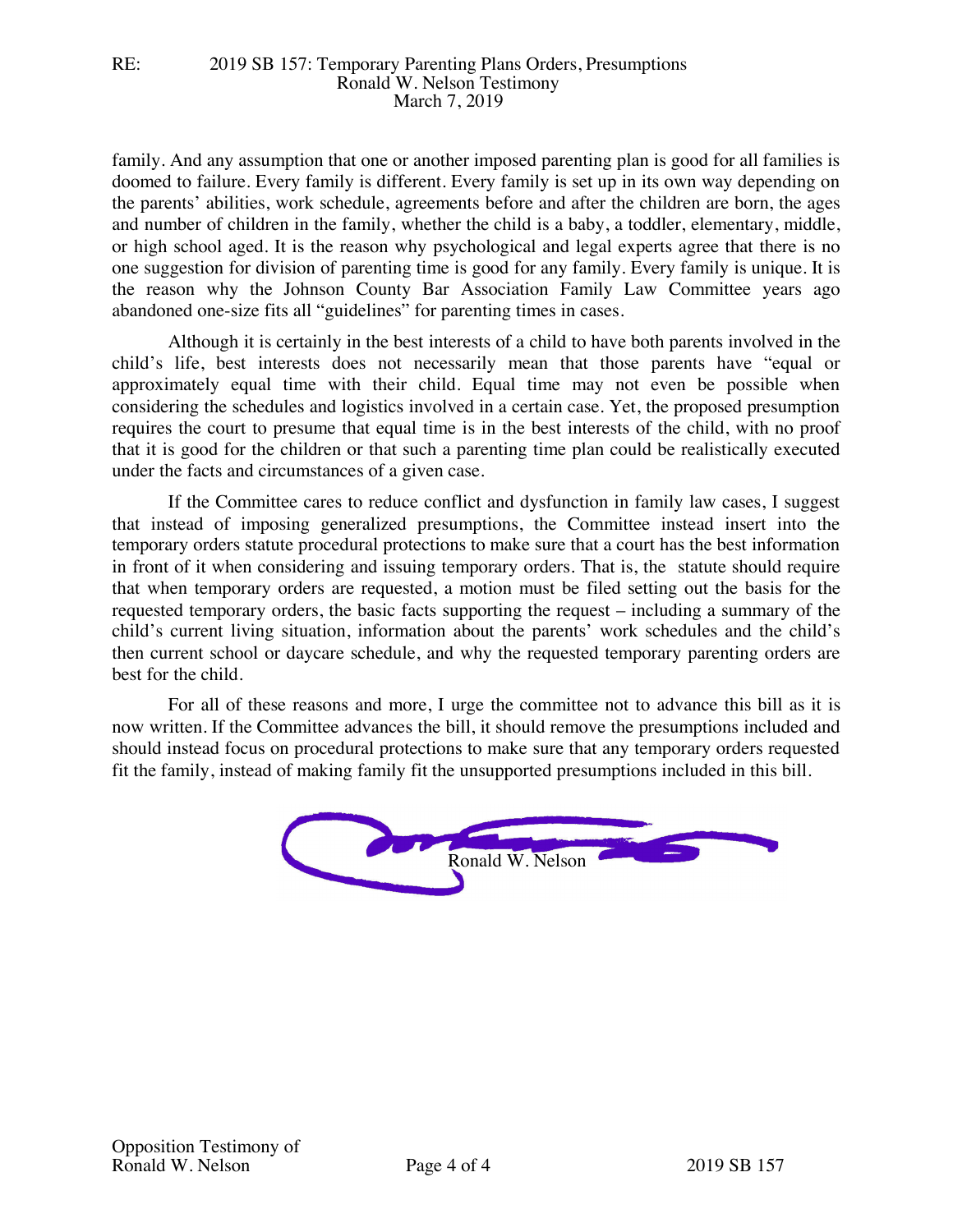family. And any assumption that one or another imposed parenting plan is good for all families is doomed to failure. Every family is different. Every family is set up in its own way depending on the parents' abilities, work schedule, agreements before and after the children are born, the ages and number of children in the family, whether the child is a baby, a toddler, elementary, middle, or high school aged. It is the reason why psychological and legal experts agree that there is no one suggestion for division of parenting time is good for any family. Every family is unique. It is the reason why the Johnson County Bar Association Family Law Committee years ago abandoned one-size fits all "guidelines" for parenting times in cases.

Although it is certainly in the best interests of a child to have both parents involved in the child's life, best interests does not necessarily mean that those parents have "equal or approximately equal time with their child. Equal time may not even be possible when considering the schedules and logistics involved in a certain case. Yet, the proposed presumption requires the court to presume that equal time is in the best interests of the child, with no proof that it is good for the children or that such a parenting time plan could be realistically executed under the facts and circumstances of a given case.

If the Committee cares to reduce conflict and dysfunction in family law cases, I suggest that instead of imposing generalized presumptions, the Committee instead insert into the temporary orders statute procedural protections to make sure that a court has the best information in front of it when considering and issuing temporary orders. That is, the statute should require that when temporary orders are requested, a motion must be filed setting out the basis for the requested temporary orders, the basic facts supporting the request – including a summary of the child's current living situation, information about the parents' work schedules and the child's then current school or daycare schedule, and why the requested temporary parenting orders are best for the child.

For all of these reasons and more, I urge the committee not to advance this bill as it is now written. If the Committee advances the bill, it should remove the presumptions included and should instead focus on procedural protections to make sure that any temporary orders requested fit the family, instead of making family fit the unsupported presumptions included in this bill.

Ronald W. Nelson